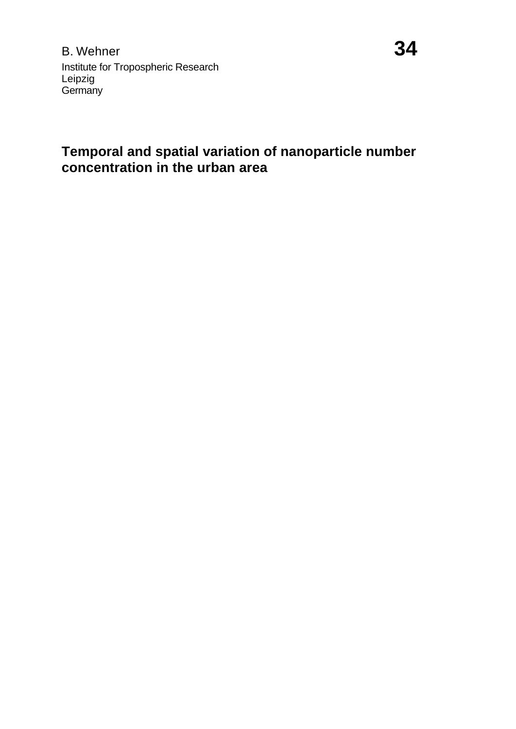B. Wehner

Institute for Tropospheric Research
Leipzig
Germany

**34**

# Temporal and spatial variation of nanoparticle number concentration in the urban area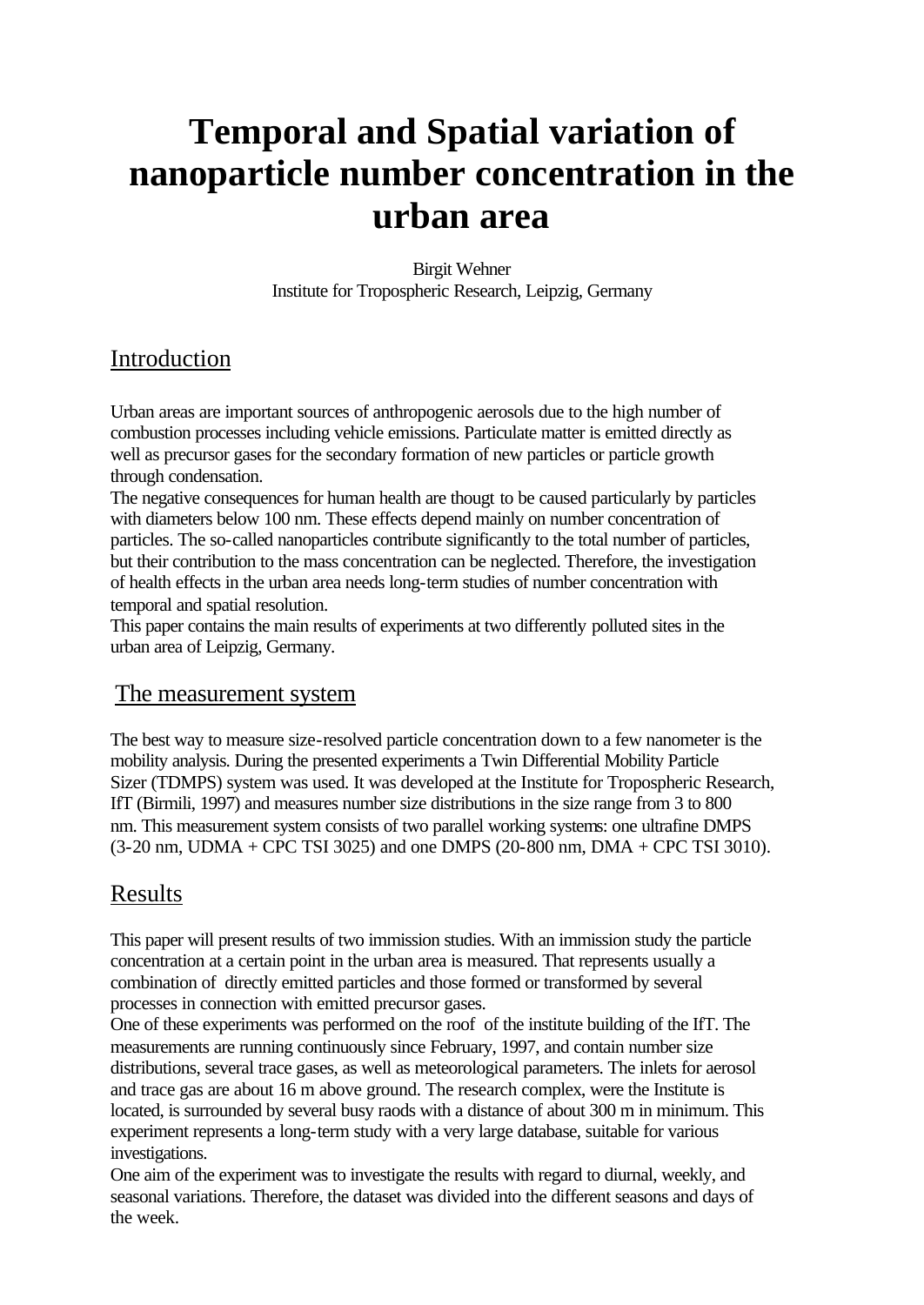# Temporal and Spatial variation of nanoparticle number concentration in the urban area

Birgit Wehner
Institute for Tropospheric Research, Leipzig, Germany

## Introduction

Urban areas are important sources of anthropogenic aerosols due to the high number of combustion processes including vehicle emissions. Particulate matter is emitted directly as well as precursor gases for the secondary formation of new particles or particle growth through condensation.
The negative consequences for human health are thougt to be caused particularly by particles with diameters below 100 nm. These effects depend mainly on number concentration of particles. The so-called nanoparticles contribute significantly to the total number of particles, but their contribution to the mass concentration can be neglected. Therefore, the investigation of health effects in the urban area needs long-term studies of number concentration with temporal and spatial resolution.
This paper contains the main results of experiments at two differently polluted sites in the urban area of Leipzig, Germany.

## The measurement system

The best way to measure size-resolved particle concentration down to a few nanometer is the mobility analysis. During the presented experiments a Twin Differential Mobility Particle Sizer (TDMPS) system was used. It was developed at the Institute for Tropospheric Research, IfT (Birmili, 1997) and measures number size distributions in the size range from 3 to 800 nm. This measurement system consists of two parallel working systems: one ultrafine DMPS (3-20 nm, UDMA + CPC TSI 3025) and one DMPS (20-800 nm, DMA + CPC TSI 3010).

## Results

This paper will present results of two immission studies. With an immission study the particle concentration at a certain point in the urban area is measured. That represents usually a combination of directly emitted particles and those formed or transformed by several processes in connection with emitted precursor gases.
One of these experiments was performed on the roof of the institute building of the IfT. The measurements are running continuously since February, 1997, and contain number size distributions, several trace gases, as well as meteorological parameters. The inlets for aerosol and trace gas are about 16 m above ground. The research complex, were the Institute is located, is surrounded by several busy raods with a distance of about 300 m in minimum. This experiment represents a long-term study with a very large database, suitable for various investigations.
One aim of the experiment was to investigate the results with regard to diurnal, weekly, and seasonal variations. Therefore, the dataset was divided into the different seasons and days of the week.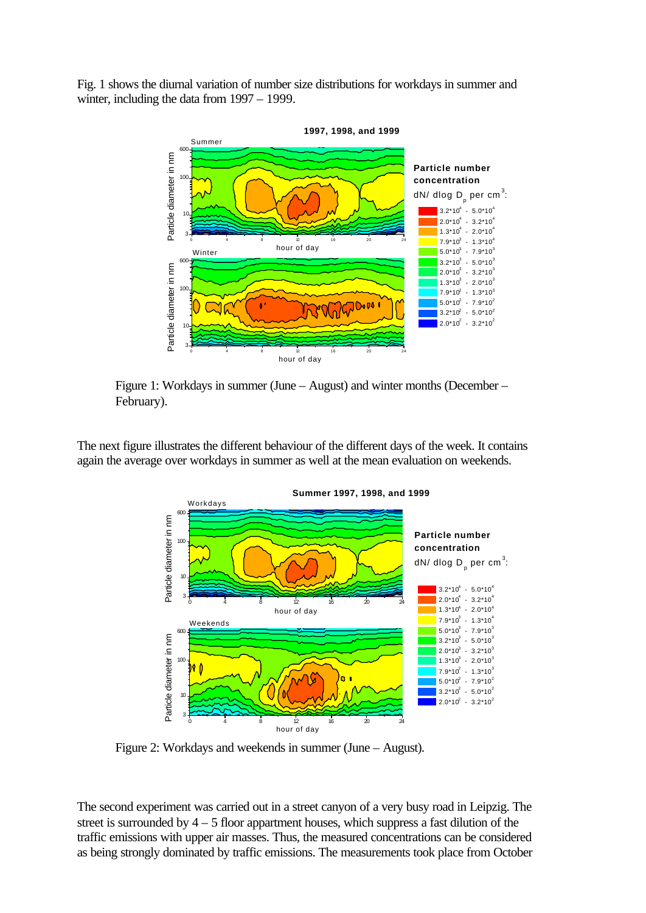Fig. 1 shows the diurnal variation of number size distributions for workdays in summer and winter, including the data from 1997 – 1999.

Figure 1: Workdays in summer (June – August) and winter months (December – February).

The next figure illustrates the different behaviour of the different days of the week. It contains again the average over workdays in summer as well at the mean evaluation on weekends.

Figure 2: Workdays and weekends in summer (June – August).

The second experiment was carried out in a street canyon of a very busy road in Leipzig. The street is surrounded by 4 – 5 floor appartment houses, which suppress a fast dilution of the traffic emissions with upper air masses. Thus, the measured concentrations can be considered as being strongly dominated by traffic emissions. The measurements took place from October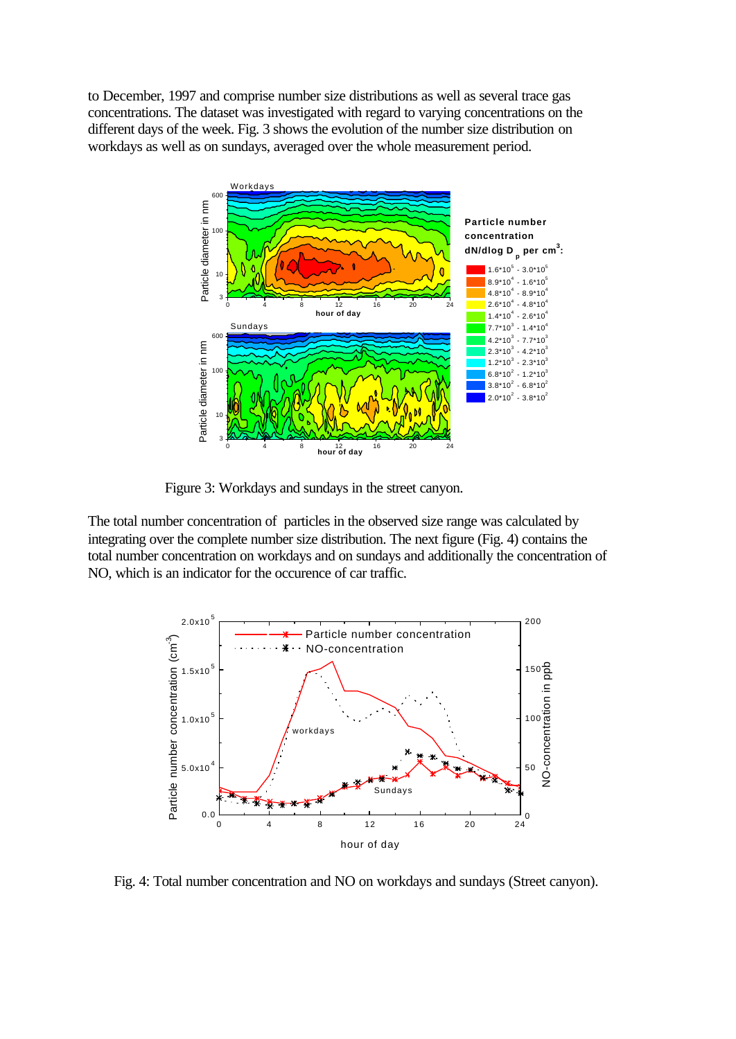to December, 1997 and comprise number size distributions as well as several trace gas concentrations. The dataset was investigated with regard to varying concentrations on the different days of the week. Fig. 3 shows the evolution of the number size distribution on workdays as well as on sundays, averaged over the whole measurement period.

Figure 3: Workdays and sundays in the street canyon.

The total number concentration of particles in the observed size range was calculated by integrating over the complete number size distribution. The next figure (Fig. 4) contains the total number concentration on workdays and on sundays and additionally the concentration of NO, which is an indicator for the occurence of car traffic.

Fig. 4: Total number concentration and NO on workdays and sundays (Street canyon).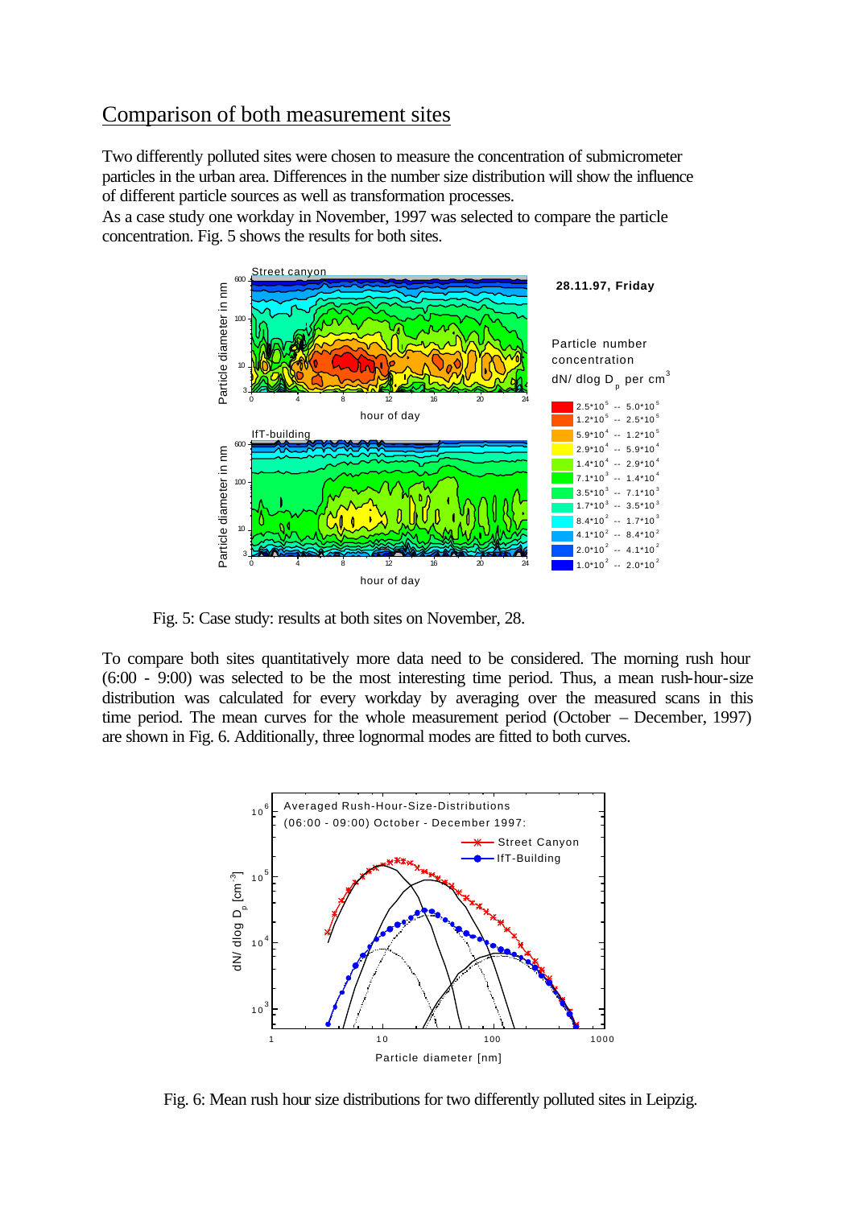## Comparison of both measurement sites

Two differently polluted sites were chosen to measure the concentration of submicrometer particles in the urban area. Differences in the number size distribution will show the influence of different particle sources as well as transformation processes.

As a case study one workday in November, 1997 was selected to compare the particle concentration. Fig. 5 shows the results for both sites.

Fig. 5: Case study: results at both sites on November, 28.

To compare both sites quantitatively more data need to be considered. The morning rush hour (6:00 - 9:00) was selected to be the most interesting time period. Thus, a mean rush-hour-size distribution was calculated for every workday by averaging over the measured scans in this time period. The mean curves for the whole measurement period (October – December, 1997) are shown in Fig. 6. Additionally, three lognormal modes are fitted to both curves.

Fig. 6: Mean rush hour size distributions for two differently polluted sites in Leipzig.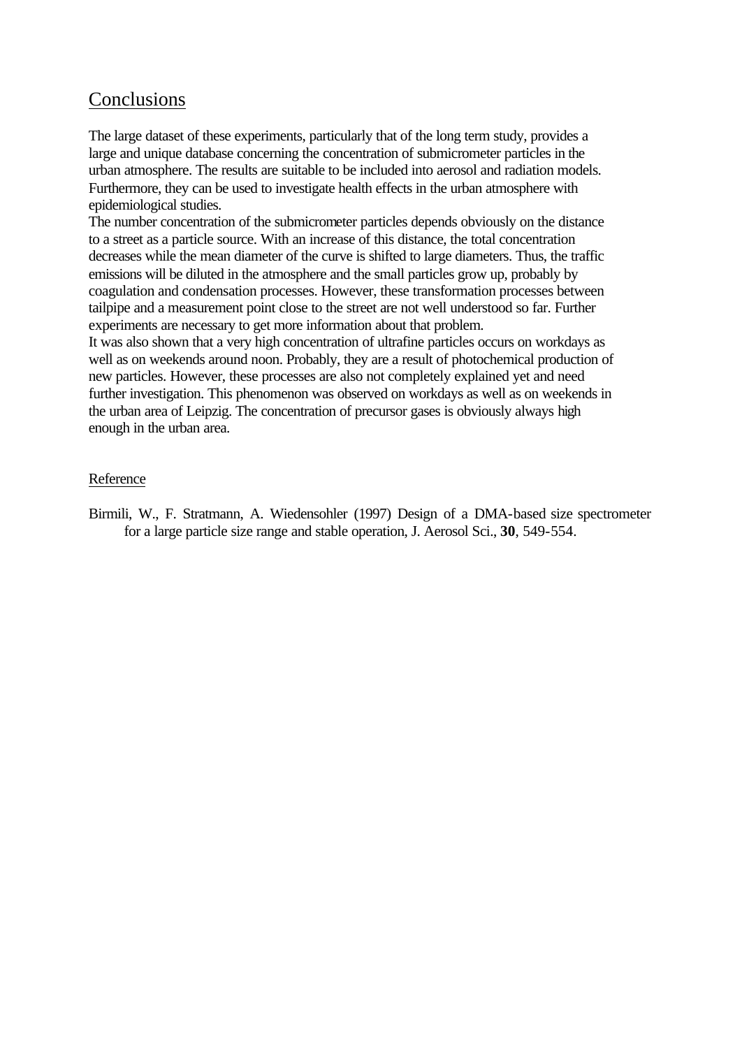## Conclusions

The large dataset of these experiments, particularly that of the long term study, provides a large and unique database concerning the concentration of submicrometer particles in the urban atmosphere. The results are suitable to be included into aerosol and radiation models. Furthermore, they can be used to investigate health effects in the urban atmosphere with epidemiological studies.
The number concentration of the submicrometer particles depends obviously on the distance to a street as a particle source. With an increase of this distance, the total concentration decreases while the mean diameter of the curve is shifted to large diameters. Thus, the traffic emissions will be diluted in the atmosphere and the small particles grow up, probably by coagulation and condensation processes. However, these transformation processes between tailpipe and a measurement point close to the street are not well understood so far. Further experiments are necessary to get more information about that problem.
It was also shown that a very high concentration of ultrafine particles occurs on workdays as well as on weekends around noon. Probably, they are a result of photochemical production of new particles. However, these processes are also not completely explained yet and need further investigation. This phenomenon was observed on workdays as well as on weekends in the urban area of Leipzig. The concentration of precursor gases is obviously always high enough in the urban area.

### Reference

Birmili, W., F. Stratmann, A. Wiedensohler (1997) Design of a DMA-based size spectrometer for a large particle size range and stable operation, J. Aerosol Sci., **30**, 549-554.